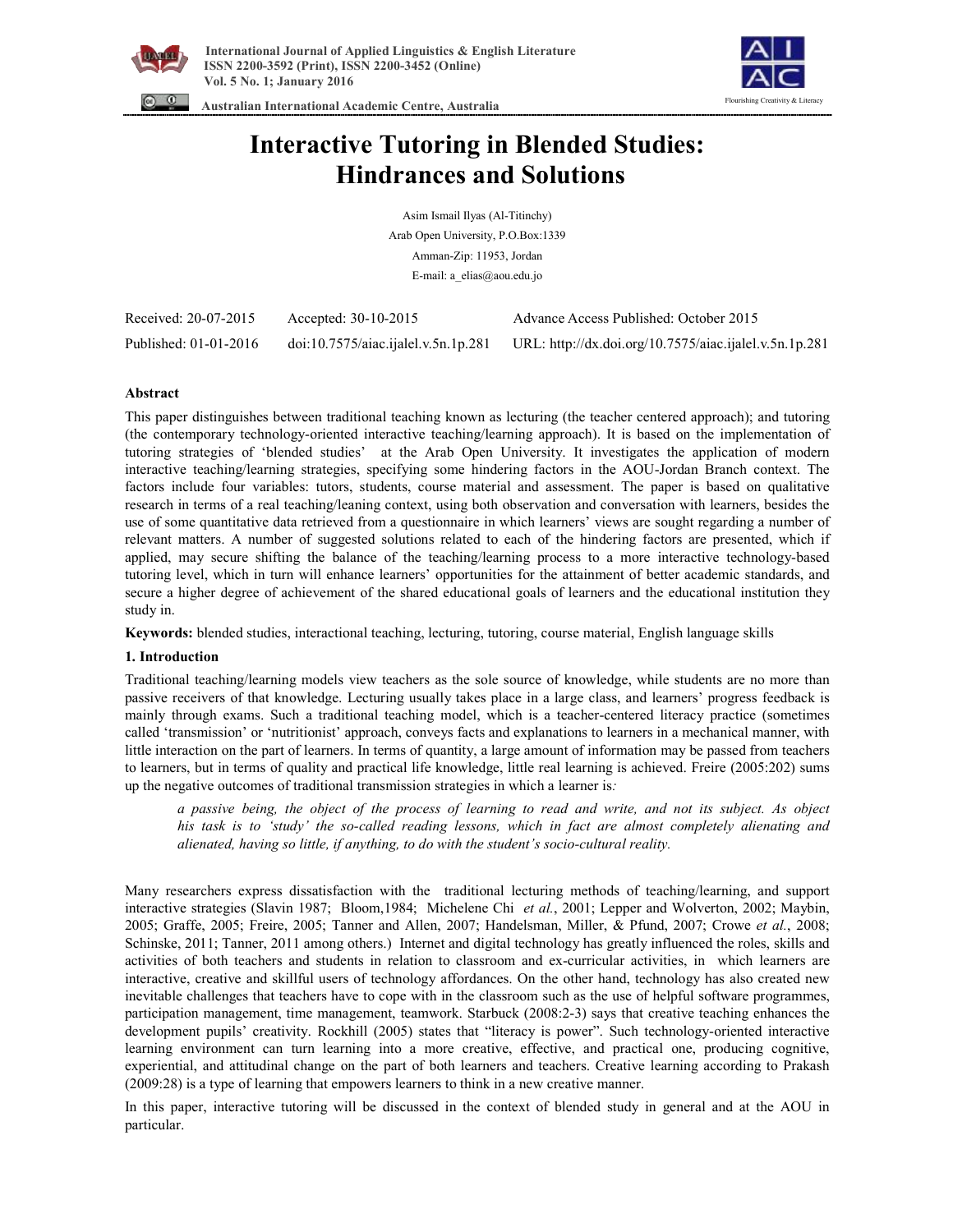# Interactive Tutoring in Blended Studies: Hindrances and Solutions

Asim Ismail Ilyas (Al-Titinchy)
Arab Open University, P.O.Box:1339
Amman-Zip: 11953, Jordan
E-mail: a_elias@aou.edu.jo

| Received: 20-07-2015 | Accepted: 30-10-2015 | Advance Access Published: October 2015 |
|---|---|---|
| Published: 01-01-2016 | doi:10.7575/aiac.ijalel.v.5n.1p.281 | URL: http://dx.doi.org/10.7575/aiac.ijalel.v.5n.1p.281 |

**Abstract**

This paper distinguishes between traditional teaching known as lecturing (the teacher centered approach); and tutoring (the contemporary technology-oriented interactive teaching/learning approach). It is based on the implementation of tutoring strategies of 'blended studies' at the Arab Open University. It investigates the application of modern interactive teaching/learning strategies, specifying some hindering factors in the AOU-Jordan Branch context. The factors include four variables: tutors, students, course material and assessment. The paper is based on qualitative research in terms of a real teaching/leaning context, using both observation and conversation with learners, besides the use of some quantitative data retrieved from a questionnaire in which learners' views are sought regarding a number of relevant matters. A number of suggested solutions related to each of the hindering factors are presented, which if applied, may secure shifting the balance of the teaching/learning process to a more interactive technology-based tutoring level, which in turn will enhance learners' opportunities for the attainment of better academic standards, and secure a higher degree of achievement of the shared educational goals of learners and the educational institution they study in.

**Keywords:** blended studies, interactional teaching, lecturing, tutoring, course material, English language skills

## 1. Introduction

Traditional teaching/learning models view teachers as the sole source of knowledge, while students are no more than passive receivers of that knowledge. Lecturing usually takes place in a large class, and learners' progress feedback is mainly through exams. Such a traditional teaching model, which is a teacher-centered literacy practice (sometimes called 'transmission' or 'nutritionist' approach, conveys facts and explanations to learners in a mechanical manner, with little interaction on the part of learners. In terms of quantity, a large amount of information may be passed from teachers to learners, but in terms of quality and practical life knowledge, little real learning is achieved. Freire (2005:202) sums up the negative outcomes of traditional transmission strategies in which a learner is*:*

> *a passive being, the object of the process of learning to read and write, and not its subject. As object his task is to 'study' the so-called reading lessons, which in fact are almost completely alienating and alienated, having so little, if anything, to do with the student's socio-cultural reality.*

Many researchers express dissatisfaction with the traditional lecturing methods of teaching/learning, and support interactive strategies (Slavin 1987; Bloom,1984; Michelene Chi *et al.*, 2001; Lepper and Wolverton, 2002; Maybin, 2005; Graffe, 2005; Freire, 2005; Tanner and Allen, 2007; Handelsman, Miller, & Pfund, 2007; Crowe *et al.*, 2008; Schinske, 2011; Tanner, 2011 among others.) Internet and digital technology has greatly influenced the roles, skills and activities of both teachers and students in relation to classroom and ex-curricular activities, in which learners are interactive, creative and skillful users of technology affordances. On the other hand, technology has also created new inevitable challenges that teachers have to cope with in the classroom such as the use of helpful software programmes, participation management, time management, teamwork. Starbuck (2008:2-3) says that creative teaching enhances the development pupils' creativity. Rockhill (2005) states that "literacy is power". Such technology-oriented interactive learning environment can turn learning into a more creative, effective, and practical one, producing cognitive, experiential, and attitudinal change on the part of both learners and teachers. Creative learning according to Prakash (2009:28) is a type of learning that empowers learners to think in a new creative manner.

In this paper, interactive tutoring will be discussed in the context of blended study in general and at the AOU in particular.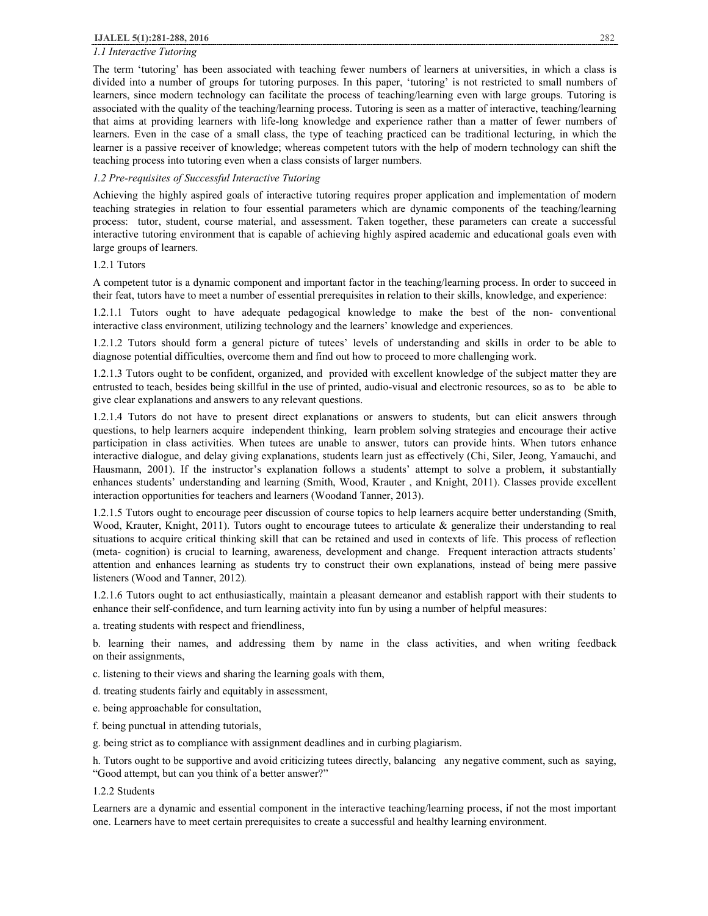### *1.1 Interactive Tutoring*

The term 'tutoring' has been associated with teaching fewer numbers of learners at universities, in which a class is divided into a number of groups for tutoring purposes. In this paper, 'tutoring' is not restricted to small numbers of learners, since modern technology can facilitate the process of teaching/learning even with large groups. Tutoring is associated with the quality of the teaching/learning process. Tutoring is seen as a matter of interactive, teaching/learning that aims at providing learners with life-long knowledge and experience rather than a matter of fewer numbers of learners. Even in the case of a small class, the type of teaching practiced can be traditional lecturing, in which the learner is a passive receiver of knowledge; whereas competent tutors with the help of modern technology can shift the teaching process into tutoring even when a class consists of larger numbers.

### *1.2 Pre-requisites of Successful Interactive Tutoring*

Achieving the highly aspired goals of interactive tutoring requires proper application and implementation of modern teaching strategies in relation to four essential parameters which are dynamic components of the teaching/learning process: tutor, student, course material, and assessment. Taken together, these parameters can create a successful interactive tutoring environment that is capable of achieving highly aspired academic and educational goals even with large groups of learners.

#### 1.2.1 Tutors

A competent tutor is a dynamic component and important factor in the teaching/learning process. In order to succeed in their feat, tutors have to meet a number of essential prerequisites in relation to their skills, knowledge, and experience:

1.2.1.1 Tutors ought to have adequate pedagogical knowledge to make the best of the non- conventional interactive class environment, utilizing technology and the learners' knowledge and experiences.

1.2.1.2 Tutors should form a general picture of tutees' levels of understanding and skills in order to be able to diagnose potential difficulties, overcome them and find out how to proceed to more challenging work.

1.2.1.3 Tutors ought to be confident, organized, and provided with excellent knowledge of the subject matter they are entrusted to teach, besides being skillful in the use of printed, audio-visual and electronic resources, so as to be able to give clear explanations and answers to any relevant questions.

1.2.1.4 Tutors do not have to present direct explanations or answers to students, but can elicit answers through questions, to help learners acquire independent thinking, learn problem solving strategies and encourage their active participation in class activities. When tutees are unable to answer, tutors can provide hints. When tutors enhance interactive dialogue, and delay giving explanations, students learn just as effectively (Chi, Siler, Jeong, Yamauchi, and Hausmann, 2001). If the instructor's explanation follows a students' attempt to solve a problem, it substantially enhances students' understanding and learning (Smith, Wood, Krauter , and Knight, 2011). Classes provide excellent interaction opportunities for teachers and learners (Woodand Tanner, 2013).

1.2.1.5 Tutors ought to encourage peer discussion of course topics to help learners acquire better understanding (Smith, Wood, Krauter, Knight, 2011). Tutors ought to encourage tutees to articulate & generalize their understanding to real situations to acquire critical thinking skill that can be retained and used in contexts of life. This process of reflection (meta- cognition) is crucial to learning, awareness, development and change. Frequent interaction attracts students' attention and enhances learning as students try to construct their own explanations, instead of being mere passive listeners (Wood and Tanner, 2012).

1.2.1.6 Tutors ought to act enthusiastically, maintain a pleasant demeanor and establish rapport with their students to enhance their self-confidence, and turn learning activity into fun by using a number of helpful measures:

a. treating students with respect and friendliness,

b. learning their names, and addressing them by name in the class activities, and when writing feedback on their assignments,

c. listening to their views and sharing the learning goals with them,

d. treating students fairly and equitably in assessment,

e. being approachable for consultation,

f. being punctual in attending tutorials,

g. being strict as to compliance with assignment deadlines and in curbing plagiarism.

h. Tutors ought to be supportive and avoid criticizing tutees directly, balancing any negative comment, such as saying, "Good attempt, but can you think of a better answer?"

#### 1.2.2 Students

Learners are a dynamic and essential component in the interactive teaching/learning process, if not the most important one. Learners have to meet certain prerequisites to create a successful and healthy learning environment.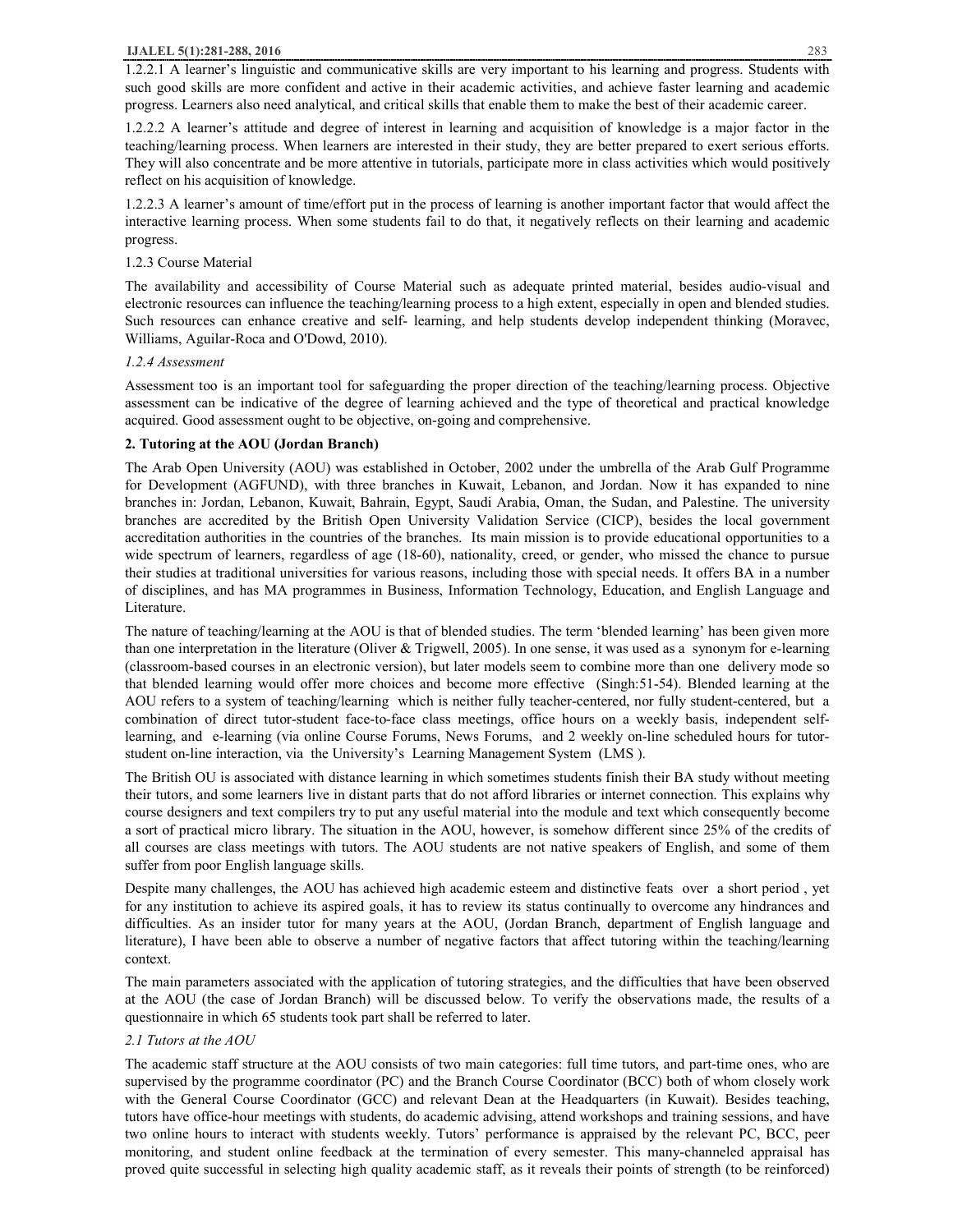1.2.2.1 A learner's linguistic and communicative skills are very important to his learning and progress. Students with such good skills are more confident and active in their academic activities, and achieve faster learning and academic progress. Learners also need analytical, and critical skills that enable them to make the best of their academic career.

1.2.2.2 A learner's attitude and degree of interest in learning and acquisition of knowledge is a major factor in the teaching/learning process. When learners are interested in their study, they are better prepared to exert serious efforts. They will also concentrate and be more attentive in tutorials, participate more in class activities which would positively reflect on his acquisition of knowledge.

1.2.2.3 A learner's amount of time/effort put in the process of learning is another important factor that would affect the interactive learning process. When some students fail to do that, it negatively reflects on their learning and academic progress.

1.2.3 Course Material

The availability and accessibility of Course Material such as adequate printed material, besides audio-visual and electronic resources can influence the teaching/learning process to a high extent, especially in open and blended studies. Such resources can enhance creative and self- learning, and help students develop independent thinking (Moravec, Williams, Aguilar-Roca and O'Dowd, 2010).

*1.2.4 Assessment*

Assessment too is an important tool for safeguarding the proper direction of the teaching/learning process. Objective assessment can be indicative of the degree of learning achieved and the type of theoretical and practical knowledge acquired. Good assessment ought to be objective, on-going and comprehensive.

## 2. Tutoring at the AOU (Jordan Branch)

The Arab Open University (AOU) was established in October, 2002 under the umbrella of the Arab Gulf Programme for Development (AGFUND), with three branches in Kuwait, Lebanon, and Jordan. Now it has expanded to nine branches in: Jordan, Lebanon, Kuwait, Bahrain, Egypt, Saudi Arabia, Oman, the Sudan, and Palestine. The university branches are accredited by the British Open University Validation Service (CICP), besides the local government accreditation authorities in the countries of the branches. Its main mission is to provide educational opportunities to a wide spectrum of learners, regardless of age (18-60), nationality, creed, or gender, who missed the chance to pursue their studies at traditional universities for various reasons, including those with special needs. It offers BA in a number of disciplines, and has MA programmes in Business, Information Technology, Education, and English Language and Literature.

The nature of teaching/learning at the AOU is that of blended studies. The term 'blended learning' has been given more than one interpretation in the literature (Oliver & Trigwell, 2005). In one sense, it was used as a synonym for e-learning (classroom-based courses in an electronic version), but later models seem to combine more than one delivery mode so that blended learning would offer more choices and become more effective (Singh:51-54). Blended learning at the AOU refers to a system of teaching/learning which is neither fully teacher-centered, nor fully student-centered, but a combination of direct tutor-student face-to-face class meetings, office hours on a weekly basis, independent self-learning, and e-learning (via online Course Forums, News Forums, and 2 weekly on-line scheduled hours for tutor-student on-line interaction, via the University's Learning Management System (LMS ).

The British OU is associated with distance learning in which sometimes students finish their BA study without meeting their tutors, and some learners live in distant parts that do not afford libraries or internet connection. This explains why course designers and text compilers try to put any useful material into the module and text which consequently become a sort of practical micro library. The situation in the AOU, however, is somehow different since 25% of the credits of all courses are class meetings with tutors. The AOU students are not native speakers of English, and some of them suffer from poor English language skills.

Despite many challenges, the AOU has achieved high academic esteem and distinctive feats over a short period , yet for any institution to achieve its aspired goals, it has to review its status continually to overcome any hindrances and difficulties. As an insider tutor for many years at the AOU, (Jordan Branch, department of English language and literature), I have been able to observe a number of negative factors that affect tutoring within the teaching/learning context.

The main parameters associated with the application of tutoring strategies, and the difficulties that have been observed at the AOU (the case of Jordan Branch) will be discussed below. To verify the observations made, the results of a questionnaire in which 65 students took part shall be referred to later.

*2.1 Tutors at the AOU*

The academic staff structure at the AOU consists of two main categories: full time tutors, and part-time ones, who are supervised by the programme coordinator (PC) and the Branch Course Coordinator (BCC) both of whom closely work with the General Course Coordinator (GCC) and relevant Dean at the Headquarters (in Kuwait). Besides teaching, tutors have office-hour meetings with students, do academic advising, attend workshops and training sessions, and have two online hours to interact with students weekly. Tutors' performance is appraised by the relevant PC, BCC, peer monitoring, and student online feedback at the termination of every semester. This many-channeled appraisal has proved quite successful in selecting high quality academic staff, as it reveals their points of strength (to be reinforced)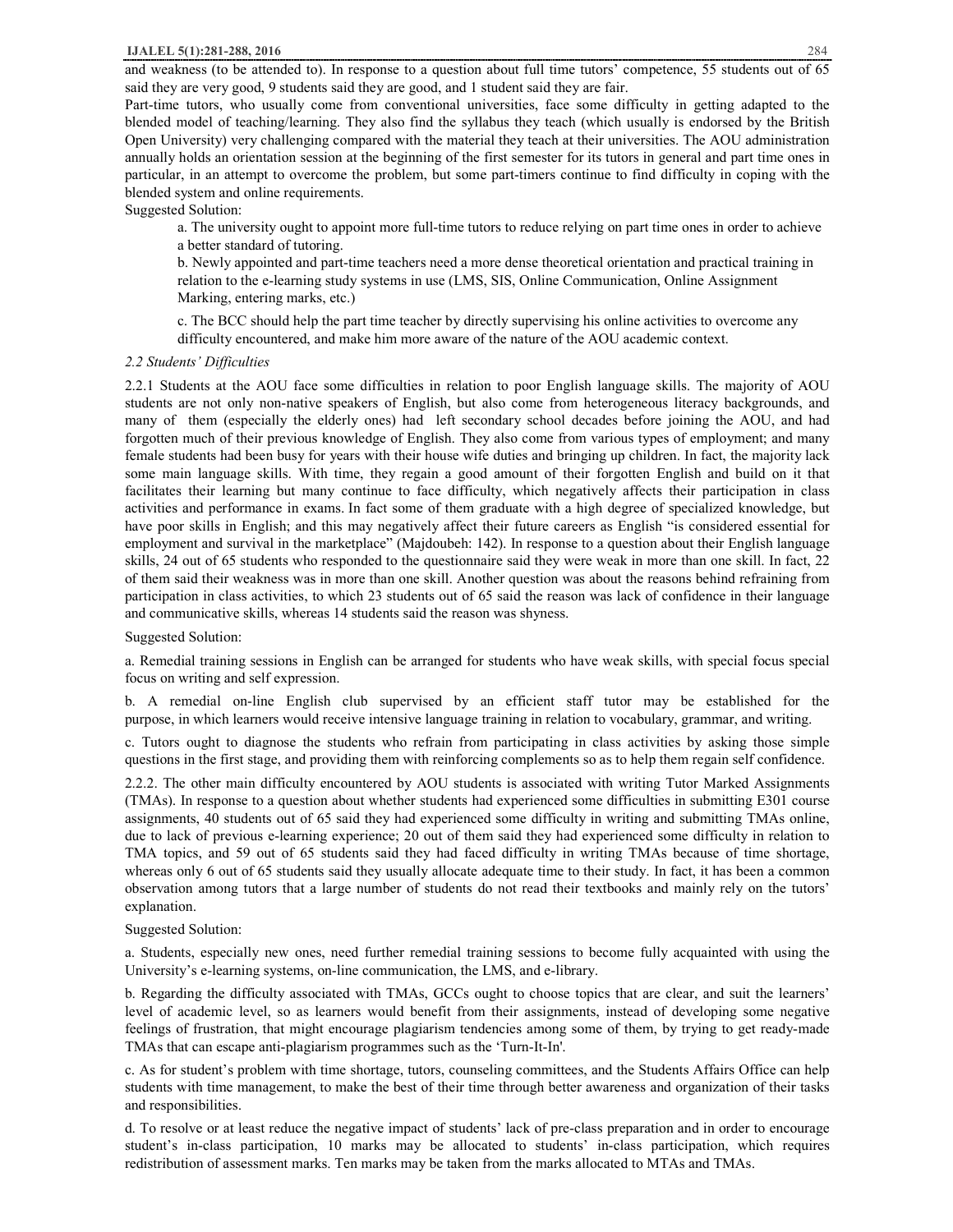and weakness (to be attended to). In response to a question about full time tutors' competence, 55 students out of 65 said they are very good, 9 students said they are good, and 1 student said they are fair.

Part-time tutors, who usually come from conventional universities, face some difficulty in getting adapted to the blended model of teaching/learning. They also find the syllabus they teach (which usually is endorsed by the British Open University) very challenging compared with the material they teach at their universities. The AOU administration annually holds an orientation session at the beginning of the first semester for its tutors in general and part time ones in particular, in an attempt to overcome the problem, but some part-timers continue to find difficulty in coping with the blended system and online requirements.

Suggested Solution:

a. The university ought to appoint more full-time tutors to reduce relying on part time ones in order to achieve a better standard of tutoring.

b. Newly appointed and part-time teachers need a more dense theoretical orientation and practical training in relation to the e-learning study systems in use (LMS, SIS, Online Communication, Online Assignment Marking, entering marks, etc.)

c. The BCC should help the part time teacher by directly supervising his online activities to overcome any difficulty encountered, and make him more aware of the nature of the AOU academic context.

*2.2 Students' Difficulties*

2.2.1 Students at the AOU face some difficulties in relation to poor English language skills. The majority of AOU students are not only non-native speakers of English, but also come from heterogeneous literacy backgrounds, and many of them (especially the elderly ones) had left secondary school decades before joining the AOU, and had forgotten much of their previous knowledge of English. They also come from various types of employment; and many female students had been busy for years with their house wife duties and bringing up children. In fact, the majority lack some main language skills. With time, they regain a good amount of their forgotten English and build on it that facilitates their learning but many continue to face difficulty, which negatively affects their participation in class activities and performance in exams. In fact some of them graduate with a high degree of specialized knowledge, but have poor skills in English; and this may negatively affect their future careers as English "is considered essential for employment and survival in the marketplace" (Majdoubeh: 142). In response to a question about their English language skills, 24 out of 65 students who responded to the questionnaire said they were weak in more than one skill. In fact, 22 of them said their weakness was in more than one skill. Another question was about the reasons behind refraining from participation in class activities, to which 23 students out of 65 said the reason was lack of confidence in their language and communicative skills, whereas 14 students said the reason was shyness.

Suggested Solution:

a. Remedial training sessions in English can be arranged for students who have weak skills, with special focus special focus on writing and self expression.

b. A remedial on-line English club supervised by an efficient staff tutor may be established for the purpose, in which learners would receive intensive language training in relation to vocabulary, grammar, and writing.

c. Tutors ought to diagnose the students who refrain from participating in class activities by asking those simple questions in the first stage, and providing them with reinforcing complements so as to help them regain self confidence.

2.2.2. The other main difficulty encountered by AOU students is associated with writing Tutor Marked Assignments (TMAs). In response to a question about whether students had experienced some difficulties in submitting E301 course assignments, 40 students out of 65 said they had experienced some difficulty in writing and submitting TMAs online, due to lack of previous e-learning experience; 20 out of them said they had experienced some difficulty in relation to TMA topics, and 59 out of 65 students said they had faced difficulty in writing TMAs because of time shortage, whereas only 6 out of 65 students said they usually allocate adequate time to their study. In fact, it has been a common observation among tutors that a large number of students do not read their textbooks and mainly rely on the tutors' explanation.

Suggested Solution:

a. Students, especially new ones, need further remedial training sessions to become fully acquainted with using the University's e-learning systems, on-line communication, the LMS, and e-library.

b. Regarding the difficulty associated with TMAs, GCCs ought to choose topics that are clear, and suit the learners' level of academic level, so as learners would benefit from their assignments, instead of developing some negative feelings of frustration, that might encourage plagiarism tendencies among some of them, by trying to get ready-made TMAs that can escape anti-plagiarism programmes such as the 'Turn-It-In'.

c. As for student's problem with time shortage, tutors, counseling committees, and the Students Affairs Office can help students with time management, to make the best of their time through better awareness and organization of their tasks and responsibilities.

d. To resolve or at least reduce the negative impact of students' lack of pre-class preparation and in order to encourage student's in-class participation, 10 marks may be allocated to students' in-class participation, which requires redistribution of assessment marks. Ten marks may be taken from the marks allocated to MTAs and TMAs.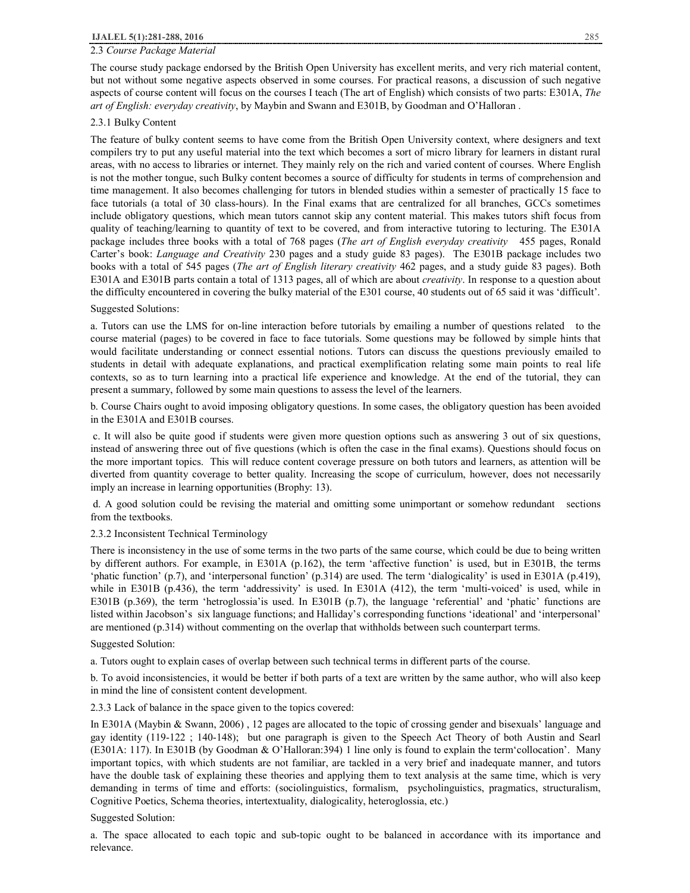### 2.3 *Course Package Material*

The course study package endorsed by the British Open University has excellent merits, and very rich material content, but not without some negative aspects observed in some courses. For practical reasons, a discussion of such negative aspects of course content will focus on the courses I teach (The art of English) which consists of two parts: E301A, *The art of English: everyday creativity*, by Maybin and Swann and E301B, by Goodman and O'Halloran .

#### 2.3.1 Bulky Content

The feature of bulky content seems to have come from the British Open University context, where designers and text compilers try to put any useful material into the text which becomes a sort of micro library for learners in distant rural areas, with no access to libraries or internet. They mainly rely on the rich and varied content of courses. Where English is not the mother tongue, such Bulky content becomes a source of difficulty for students in terms of comprehension and time management. It also becomes challenging for tutors in blended studies within a semester of practically 15 face to face tutorials (a total of 30 class-hours). In the Final exams that are centralized for all branches, GCCs sometimes include obligatory questions, which mean tutors cannot skip any content material. This makes tutors shift focus from quality of teaching/learning to quantity of text to be covered, and from interactive tutoring to lecturing. The E301A package includes three books with a total of 768 pages (*The art of English everyday creativity* 455 pages, Ronald Carter's book: *Language and Creativity* 230 pages and a study guide 83 pages). The E301B package includes two books with a total of 545 pages (*The art of English literary creativity* 462 pages, and a study guide 83 pages). Both E301A and E301B parts contain a total of 1313 pages, all of which are about *creativity*. In response to a question about the difficulty encountered in covering the bulky material of the E301 course, 40 students out of 65 said it was 'difficult'.

Suggested Solutions:

a. Tutors can use the LMS for on-line interaction before tutorials by emailing a number of questions related to the course material (pages) to be covered in face to face tutorials. Some questions may be followed by simple hints that would facilitate understanding or connect essential notions. Tutors can discuss the questions previously emailed to students in detail with adequate explanations, and practical exemplification relating some main points to real life contexts, so as to turn learning into a practical life experience and knowledge. At the end of the tutorial, they can present a summary, followed by some main questions to assess the level of the learners.

b. Course Chairs ought to avoid imposing obligatory questions. In some cases, the obligatory question has been avoided in the E301A and E301B courses.

c. It will also be quite good if students were given more question options such as answering 3 out of six questions, instead of answering three out of five questions (which is often the case in the final exams). Questions should focus on the more important topics. This will reduce content coverage pressure on both tutors and learners, as attention will be diverted from quantity coverage to better quality. Increasing the scope of curriculum, however, does not necessarily imply an increase in learning opportunities (Brophy: 13).

d. A good solution could be revising the material and omitting some unimportant or somehow redundant sections from the textbooks.

#### 2.3.2 Inconsistent Technical Terminology

There is inconsistency in the use of some terms in the two parts of the same course, which could be due to being written by different authors. For example, in E301A (p.162), the term 'affective function' is used, but in E301B, the terms 'phatic function' (p.7), and 'interpersonal function' (p.314) are used. The term 'dialogicality' is used in E301A (p.419), while in E301B (p.436), the term 'addressivity' is used. In E301A (412), the term 'multi-voiced' is used, while in E301B (p.369), the term 'hetroglossia'is used. In E301B (p.7), the language 'referential' and 'phatic' functions are listed within Jacobson's six language functions; and Halliday's corresponding functions 'ideational' and 'interpersonal' are mentioned (p.314) without commenting on the overlap that withholds between such counterpart terms.

Suggested Solution:

a. Tutors ought to explain cases of overlap between such technical terms in different parts of the course.

b. To avoid inconsistencies, it would be better if both parts of a text are written by the same author, who will also keep in mind the line of consistent content development.

#### 2.3.3 Lack of balance in the space given to the topics covered:

In E301A (Maybin & Swann, 2006) , 12 pages are allocated to the topic of crossing gender and bisexuals' language and gay identity (119-122 ; 140-148); but one paragraph is given to the Speech Act Theory of both Austin and Searl (E301A: 117). In E301B (by Goodman & O'Halloran:394) 1 line only is found to explain the term'collocation'. Many important topics, with which students are not familiar, are tackled in a very brief and inadequate manner, and tutors have the double task of explaining these theories and applying them to text analysis at the same time, which is very demanding in terms of time and efforts: (sociolinguistics, formalism, psycholinguistics, pragmatics, structuralism, Cognitive Poetics, Schema theories, intertextuality, dialogicality, heteroglossia, etc.)

Suggested Solution:

a. The space allocated to each topic and sub-topic ought to be balanced in accordance with its importance and relevance.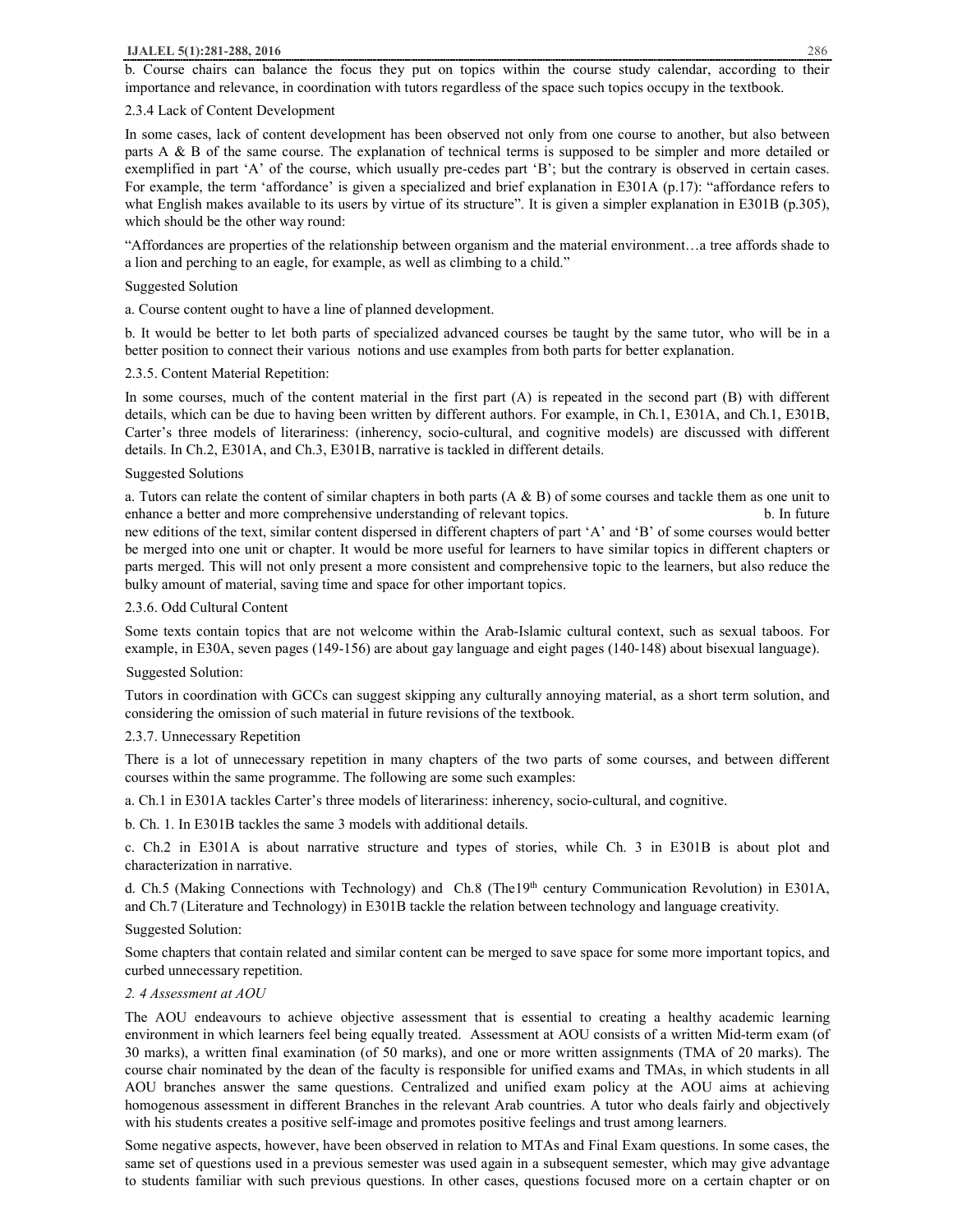b. Course chairs can balance the focus they put on topics within the course study calendar, according to their importance and relevance, in coordination with tutors regardless of the space such topics occupy in the textbook.

2.3.4 Lack of Content Development

In some cases, lack of content development has been observed not only from one course to another, but also between parts A & B of the same course. The explanation of technical terms is supposed to be simpler and more detailed or exemplified in part 'A' of the course, which usually pre-cedes part 'B'; but the contrary is observed in certain cases. For example, the term 'affordance' is given a specialized and brief explanation in E301A (p.17): "affordance refers to what English makes available to its users by virtue of its structure". It is given a simpler explanation in E301B (p.305), which should be the other way round:

"Affordances are properties of the relationship between organism and the material environment…a tree affords shade to a lion and perching to an eagle, for example, as well as climbing to a child."

Suggested Solution

a. Course content ought to have a line of planned development.

b. It would be better to let both parts of specialized advanced courses be taught by the same tutor, who will be in a better position to connect their various notions and use examples from both parts for better explanation.

2.3.5. Content Material Repetition:

In some courses, much of the content material in the first part (A) is repeated in the second part (B) with different details, which can be due to having been written by different authors. For example, in Ch.1, E301A, and Ch.1, E301B, Carter's three models of literariness: (inherency, socio-cultural, and cognitive models) are discussed with different details. In Ch.2, E301A, and Ch.3, E301B, narrative is tackled in different details.

Suggested Solutions

a. Tutors can relate the content of similar chapters in both parts (A & B) of some courses and tackle them as one unit to enhance a better and more comprehensive understanding of relevant topics. b. In future new editions of the text, similar content dispersed in different chapters of part 'A' and 'B' of some courses would better be merged into one unit or chapter. It would be more useful for learners to have similar topics in different chapters or parts merged. This will not only present a more consistent and comprehensive topic to the learners, but also reduce the bulky amount of material, saving time and space for other important topics.

2.3.6. Odd Cultural Content

Some texts contain topics that are not welcome within the Arab-Islamic cultural context, such as sexual taboos. For example, in E30A, seven pages (149-156) are about gay language and eight pages (140-148) about bisexual language).

Suggested Solution:

Tutors in coordination with GCCs can suggest skipping any culturally annoying material, as a short term solution, and considering the omission of such material in future revisions of the textbook.

2.3.7. Unnecessary Repetition

There is a lot of unnecessary repetition in many chapters of the two parts of some courses, and between different courses within the same programme. The following are some such examples:

a. Ch.1 in E301A tackles Carter's three models of literariness: inherency, socio-cultural, and cognitive.

b. Ch. 1. In E301B tackles the same 3 models with additional details.

c. Ch.2 in E301A is about narrative structure and types of stories, while Ch. 3 in E301B is about plot and characterization in narrative.

d. Ch.5 (Making Connections with Technology) and Ch.8 (The19th century Communication Revolution) in E301A, and Ch.7 (Literature and Technology) in E301B tackle the relation between technology and language creativity.

Suggested Solution:

Some chapters that contain related and similar content can be merged to save space for some more important topics, and curbed unnecessary repetition.

*2. 4 Assessment at AOU*

The AOU endeavours to achieve objective assessment that is essential to creating a healthy academic learning environment in which learners feel being equally treated. Assessment at AOU consists of a written Mid-term exam (of 30 marks), a written final examination (of 50 marks), and one or more written assignments (TMA of 20 marks). The course chair nominated by the dean of the faculty is responsible for unified exams and TMAs, in which students in all AOU branches answer the same questions. Centralized and unified exam policy at the AOU aims at achieving homogenous assessment in different Branches in the relevant Arab countries. A tutor who deals fairly and objectively with his students creates a positive self-image and promotes positive feelings and trust among learners.

Some negative aspects, however, have been observed in relation to MTAs and Final Exam questions. In some cases, the same set of questions used in a previous semester was used again in a subsequent semester, which may give advantage to students familiar with such previous questions. In other cases, questions focused more on a certain chapter or on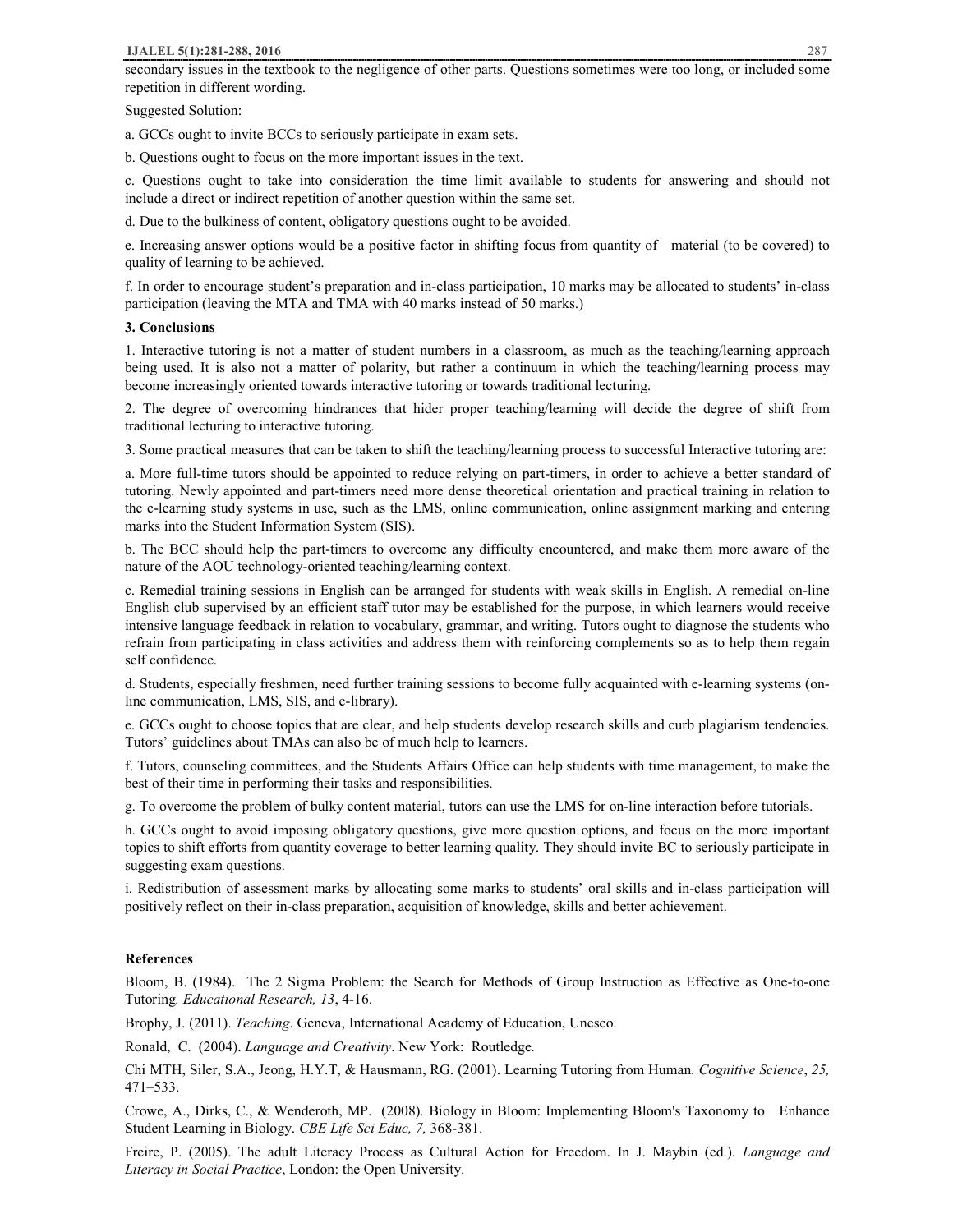secondary issues in the textbook to the negligence of other parts. Questions sometimes were too long, or included some repetition in different wording.

Suggested Solution:

a. GCCs ought to invite BCCs to seriously participate in exam sets.

b. Questions ought to focus on the more important issues in the text.

c. Questions ought to take into consideration the time limit available to students for answering and should not include a direct or indirect repetition of another question within the same set.

d. Due to the bulkiness of content, obligatory questions ought to be avoided.

e. Increasing answer options would be a positive factor in shifting focus from quantity of material (to be covered) to quality of learning to be achieved.

f. In order to encourage student's preparation and in-class participation, 10 marks may be allocated to students' in-class participation (leaving the MTA and TMA with 40 marks instead of 50 marks.)

### 3. Conclusions

1. Interactive tutoring is not a matter of student numbers in a classroom, as much as the teaching/learning approach being used. It is also not a matter of polarity, but rather a continuum in which the teaching/learning process may become increasingly oriented towards interactive tutoring or towards traditional lecturing.

2. The degree of overcoming hindrances that hider proper teaching/learning will decide the degree of shift from traditional lecturing to interactive tutoring.

3. Some practical measures that can be taken to shift the teaching/learning process to successful Interactive tutoring are:

a. More full-time tutors should be appointed to reduce relying on part-timers, in order to achieve a better standard of tutoring. Newly appointed and part-timers need more dense theoretical orientation and practical training in relation to the e-learning study systems in use, such as the LMS, online communication, online assignment marking and entering marks into the Student Information System (SIS).

b. The BCC should help the part-timers to overcome any difficulty encountered, and make them more aware of the nature of the AOU technology-oriented teaching/learning context.

c. Remedial training sessions in English can be arranged for students with weak skills in English. A remedial on-line English club supervised by an efficient staff tutor may be established for the purpose, in which learners would receive intensive language feedback in relation to vocabulary, grammar, and writing. Tutors ought to diagnose the students who refrain from participating in class activities and address them with reinforcing complements so as to help them regain self confidence.

d. Students, especially freshmen, need further training sessions to become fully acquainted with e-learning systems (on-line communication, LMS, SIS, and e-library).

e. GCCs ought to choose topics that are clear, and help students develop research skills and curb plagiarism tendencies. Tutors' guidelines about TMAs can also be of much help to learners.

f. Tutors, counseling committees, and the Students Affairs Office can help students with time management, to make the best of their time in performing their tasks and responsibilities.

g. To overcome the problem of bulky content material, tutors can use the LMS for on-line interaction before tutorials.

h. GCCs ought to avoid imposing obligatory questions, give more question options, and focus on the more important topics to shift efforts from quantity coverage to better learning quality. They should invite BC to seriously participate in suggesting exam questions.

i. Redistribution of assessment marks by allocating some marks to students' oral skills and in-class participation will positively reflect on their in-class preparation, acquisition of knowledge, skills and better achievement.

### References

Bloom, B. (1984). The 2 Sigma Problem: the Search for Methods of Group Instruction as Effective as One-to-one Tutoring*. Educational Research, 13*, 4-16.

Brophy, J. (2011). *Teaching*. Geneva, International Academy of Education, Unesco.

Ronald, C. (2004). *Language and Creativity*. New York: Routledge.

Chi MTH, Siler, S.A., Jeong, H.Y.T, & Hausmann, RG. (2001). Learning Tutoring from Human. *Cognitive Science*, *25,* 471–533.

Crowe, A., Dirks, C., & Wenderoth, MP. (2008). Biology in Bloom: Implementing Bloom's Taxonomy to Enhance Student Learning in Biology. *CBE Life Sci Educ, 7,* 368-381.

Freire, P. (2005). The adult Literacy Process as Cultural Action for Freedom. In J. Maybin (ed.). *Language and Literacy in Social Practice*, London: the Open University.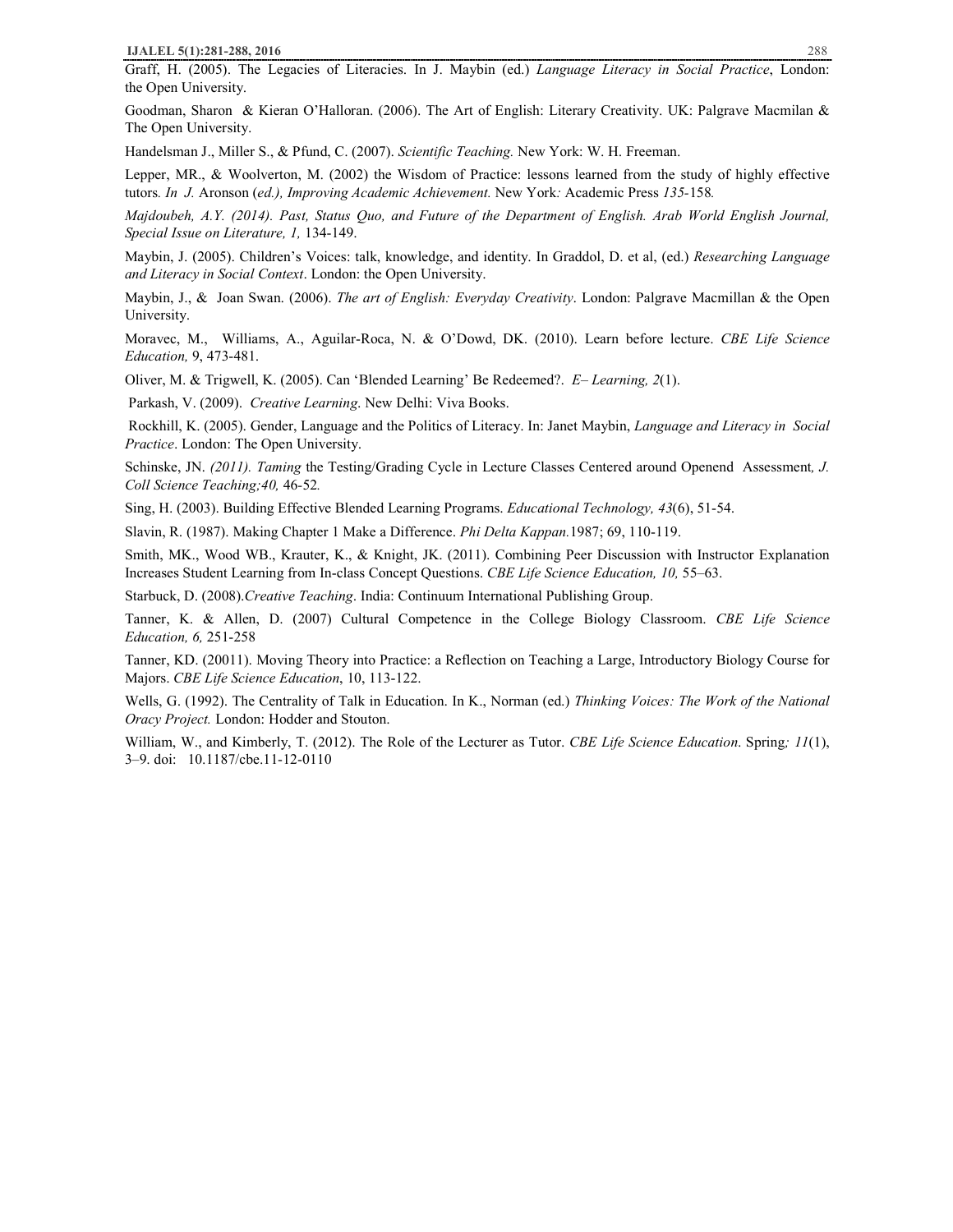Graff, H. (2005). The Legacies of Literacies. In J. Maybin (ed.) *Language Literacy in Social Practice*, London: the Open University.

Goodman, Sharon & Kieran O'Halloran. (2006). The Art of English: Literary Creativity. UK: Palgrave Macmilan & The Open University.

Handelsman J., Miller S., & Pfund, C. (2007). *Scientific Teaching.* New York: W. H. Freeman.

Lepper, MR., & Woolverton, M. (2002) the Wisdom of Practice: lessons learned from the study of highly effective tutors*. In J.* Aronson (*ed.), Improving Academic Achievement.* New York*:* Academic Press *135*-158*.*

*Majdoubeh, A.Y. (2014). Past, Status Quo, and Future of the Department of English. Arab World English Journal, Special Issue on Literature, 1,* 134-149.

Maybin, J. (2005). Children's Voices: talk, knowledge, and identity. In Graddol, D. et al, (ed.) *Researching Language and Literacy in Social Context*. London: the Open University.

Maybin, J., & Joan Swan. (2006). *The art of English: Everyday Creativity*. London: Palgrave Macmillan & the Open University.

Moravec, M., Williams, A., Aguilar-Roca, N. & O'Dowd, DK. (2010). Learn before lecture. *CBE Life Science Education,* 9, 473-481.

Oliver, M. & Trigwell, K. (2005). Can 'Blended Learning' Be Redeemed?. *E– Learning, 2*(1).

Parkash, V. (2009). *Creative Learning*. New Delhi: Viva Books.

Rockhill, K. (2005). Gender, Language and the Politics of Literacy. In: Janet Maybin, *Language and Literacy in Social Practice*. London: The Open University.

Schinske, JN. *(2011). Taming* the Testing/Grading Cycle in Lecture Classes Centered around Openend Assessment*, J. Coll Science Teaching;40,* 46-52*.*

Sing, H. (2003). Building Effective Blended Learning Programs. *Educational Technology, 43*(6), 51-54.

Slavin, R. (1987). Making Chapter 1 Make a Difference. *Phi Delta Kappan.*1987; 69, 110-119.

Smith, MK., Wood WB., Krauter, K., & Knight, JK. (2011). Combining Peer Discussion with Instructor Explanation Increases Student Learning from In-class Concept Questions. *CBE Life Science Education, 10,* 55–63.

Starbuck, D. (2008).*Creative Teaching*. India: Continuum International Publishing Group.

Tanner, K. & Allen, D. (2007) Cultural Competence in the College Biology Classroom. *CBE Life Science Education, 6,* 251-258

Tanner, KD. (20011). Moving Theory into Practice: a Reflection on Teaching a Large, Introductory Biology Course for Majors. *CBE Life Science Education*, 10, 113-122.

Wells, G. (1992). The Centrality of Talk in Education. In K., Norman (ed.) *Thinking Voices: The Work of the National Oracy Project.* London: Hodder and Stouton.

William, W., and Kimberly, T. (2012). The Role of the Lecturer as Tutor. *CBE Life Science Education*. Spring*; 11*(1), 3–9. doi: 10.1187/cbe.11-12-0110